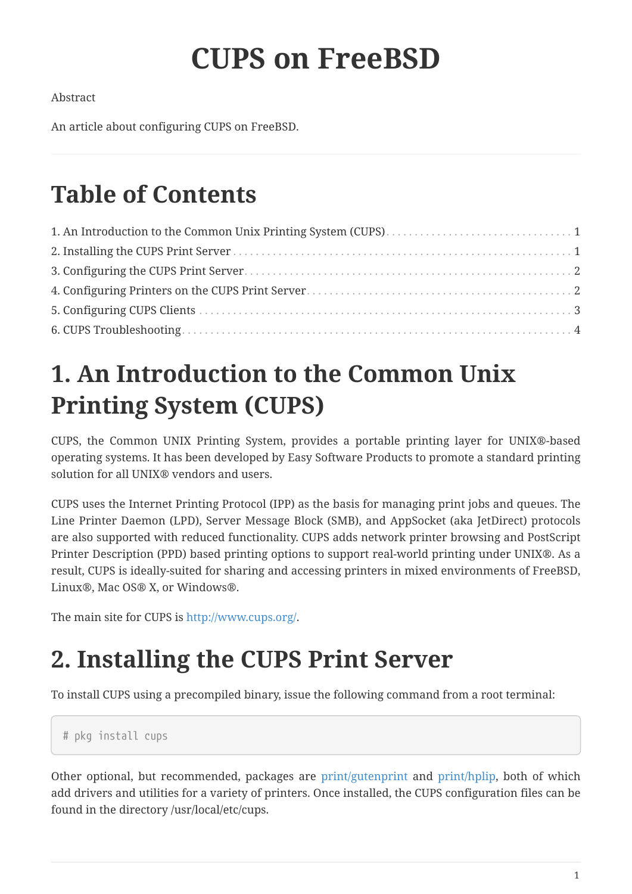# CUPS on FreeBSD

Abstract

An article about configuring CUPS on FreeBSD.

---

# Table of Contents

1. An Introduction to the Common Unix Printing System (CUPS) . . . 1
2. Installing the CUPS Print Server . . . 1
3. Configuring the CUPS Print Server . . . 2
4. Configuring Printers on the CUPS Print Server . . . 2
5. Configuring CUPS Clients . . . 3
6. CUPS Troubleshooting . . . 4

# 1. An Introduction to the Common Unix Printing System (CUPS)

CUPS, the Common UNIX Printing System, provides a portable printing layer for UNIX®-based operating systems. It has been developed by Easy Software Products to promote a standard printing solution for all UNIX® vendors and users.

CUPS uses the Internet Printing Protocol (IPP) as the basis for managing print jobs and queues. The Line Printer Daemon (LPD), Server Message Block (SMB), and AppSocket (aka JetDirect) protocols are also supported with reduced functionality. CUPS adds network printer browsing and PostScript Printer Description (PPD) based printing options to support real-world printing under UNIX®. As a result, CUPS is ideally-suited for sharing and accessing printers in mixed environments of FreeBSD, Linux®, Mac OS® X, or Windows®.

The main site for CUPS is http://www.cups.org/.

# 2. Installing the CUPS Print Server

To install CUPS using a precompiled binary, issue the following command from a root terminal:

```
# pkg install cups
```

Other optional, but recommended, packages are print/gutenprint and print/hplip, both of which add drivers and utilities for a variety of printers. Once installed, the CUPS configuration files can be found in the directory /usr/local/etc/cups.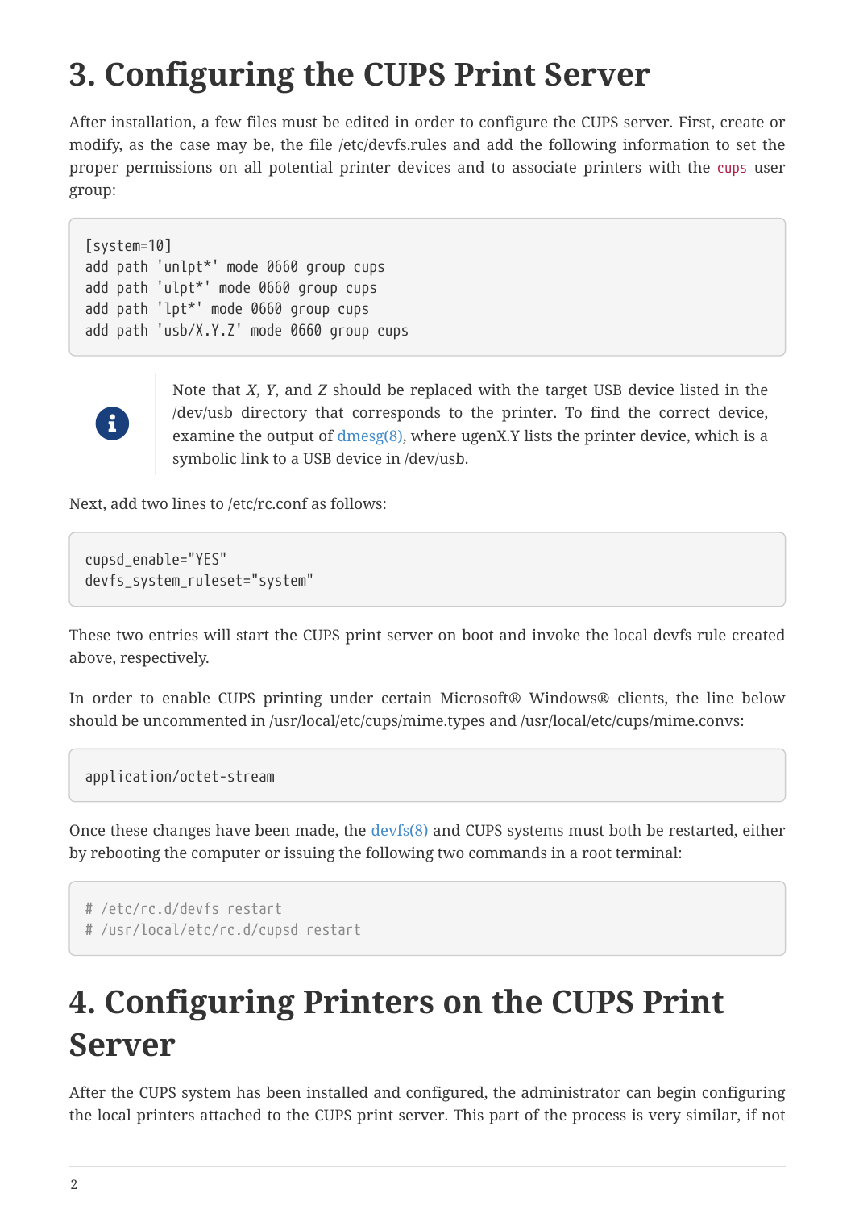# 3. Configuring the CUPS Print Server

After installation, a few files must be edited in order to configure the CUPS server. First, create or modify, as the case may be, the file /etc/devfs.rules and add the following information to set the proper permissions on all potential printer devices and to associate printers with the `cups` user group:

```
[system=10]
add path 'unlpt*' mode 0660 group cups
add path 'ulpt*' mode 0660 group cups
add path 'lpt*' mode 0660 group cups
add path 'usb/X.Y.Z' mode 0660 group cups
```

> Note that *X*, *Y*, and *Z* should be replaced with the target USB device listed in the /dev/usb directory that corresponds to the printer. To find the correct device, examine the output of dmesg(8), where ugenX.Y lists the printer device, which is a symbolic link to a USB device in /dev/usb.

Next, add two lines to /etc/rc.conf as follows:

```
cupsd_enable="YES"
devfs_system_ruleset="system"
```

These two entries will start the CUPS print server on boot and invoke the local devfs rule created above, respectively.

In order to enable CUPS printing under certain Microsoft® Windows® clients, the line below should be uncommented in /usr/local/etc/cups/mime.types and /usr/local/etc/cups/mime.convs:

```
application/octet-stream
```

Once these changes have been made, the devfs(8) and CUPS systems must both be restarted, either by rebooting the computer or issuing the following two commands in a root terminal:

```
# /etc/rc.d/devfs restart
# /usr/local/etc/rc.d/cupsd restart
```

# 4. Configuring Printers on the CUPS Print Server

After the CUPS system has been installed and configured, the administrator can begin configuring the local printers attached to the CUPS print server. This part of the process is very similar, if not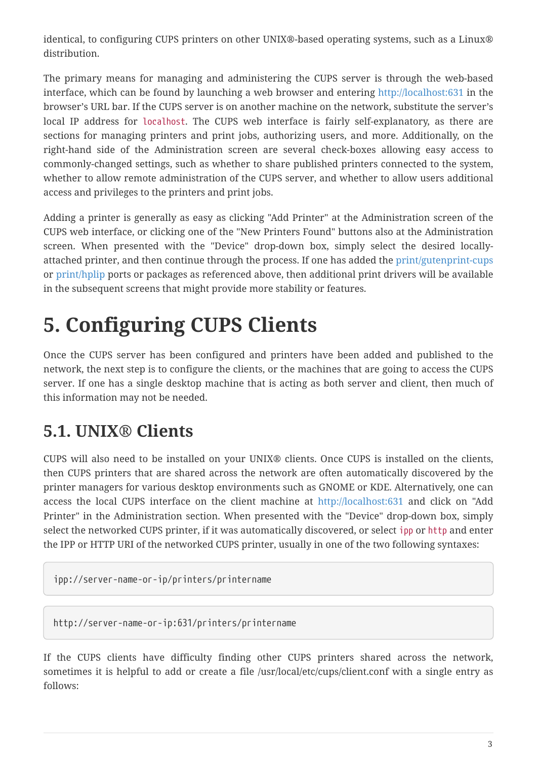identical, to configuring CUPS printers on other UNIX®-based operating systems, such as a Linux® distribution.

The primary means for managing and administering the CUPS server is through the web-based interface, which can be found by launching a web browser and entering http://localhost:631 in the browser's URL bar. If the CUPS server is on another machine on the network, substitute the server's local IP address for `localhost`. The CUPS web interface is fairly self-explanatory, as there are sections for managing printers and print jobs, authorizing users, and more. Additionally, on the right-hand side of the Administration screen are several check-boxes allowing easy access to commonly-changed settings, such as whether to share published printers connected to the system, whether to allow remote administration of the CUPS server, and whether to allow users additional access and privileges to the printers and print jobs.

Adding a printer is generally as easy as clicking "Add Printer" at the Administration screen of the CUPS web interface, or clicking one of the "New Printers Found" buttons also at the Administration screen. When presented with the "Device" drop-down box, simply select the desired locally-attached printer, and then continue through the process. If one has added the print/gutenprint-cups or print/hplip ports or packages as referenced above, then additional print drivers will be available in the subsequent screens that might provide more stability or features.

# 5. Configuring CUPS Clients

Once the CUPS server has been configured and printers have been added and published to the network, the next step is to configure the clients, or the machines that are going to access the CUPS server. If one has a single desktop machine that is acting as both server and client, then much of this information may not be needed.

## 5.1. UNIX® Clients

CUPS will also need to be installed on your UNIX® clients. Once CUPS is installed on the clients, then CUPS printers that are shared across the network are often automatically discovered by the printer managers for various desktop environments such as GNOME or KDE. Alternatively, one can access the local CUPS interface on the client machine at http://localhost:631 and click on "Add Printer" in the Administration section. When presented with the "Device" drop-down box, simply select the networked CUPS printer, if it was automatically discovered, or select `ipp` or `http` and enter the IPP or HTTP URI of the networked CUPS printer, usually in one of the two following syntaxes:

```
ipp://server-name-or-ip/printers/printername
```

```
http://server-name-or-ip:631/printers/printername
```

If the CUPS clients have difficulty finding other CUPS printers shared across the network, sometimes it is helpful to add or create a file /usr/local/etc/cups/client.conf with a single entry as follows: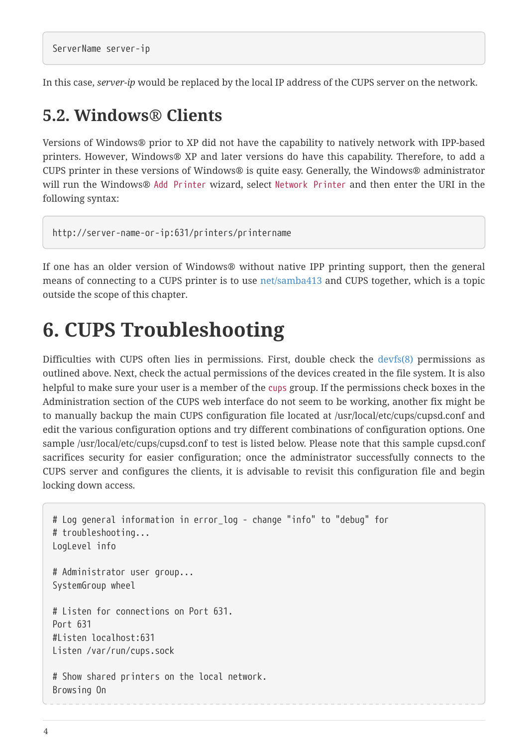```
ServerName server-ip
```

In this case, *server-ip* would be replaced by the local IP address of the CUPS server on the network.

## 5.2. Windows® Clients

Versions of Windows® prior to XP did not have the capability to natively network with IPP-based printers. However, Windows® XP and later versions do have this capability. Therefore, to add a CUPS printer in these versions of Windows® is quite easy. Generally, the Windows® administrator will run the Windows® `Add Printer` wizard, select `Network Printer` and then enter the URI in the following syntax:

```
http://server-name-or-ip:631/printers/printername
```

If one has an older version of Windows® without native IPP printing support, then the general means of connecting to a CUPS printer is to use net/samba413 and CUPS together, which is a topic outside the scope of this chapter.

# 6. CUPS Troubleshooting

Difficulties with CUPS often lies in permissions. First, double check the devfs(8) permissions as outlined above. Next, check the actual permissions of the devices created in the file system. It is also helpful to make sure your user is a member of the `cups` group. If the permissions check boxes in the Administration section of the CUPS web interface do not seem to be working, another fix might be to manually backup the main CUPS configuration file located at /usr/local/etc/cups/cupsd.conf and edit the various configuration options and try different combinations of configuration options. One sample /usr/local/etc/cups/cupsd.conf to test is listed below. Please note that this sample cupsd.conf sacrifices security for easier configuration; once the administrator successfully connects to the CUPS server and configures the clients, it is advisable to revisit this configuration file and begin locking down access.

```
# Log general information in error_log - change "info" to "debug" for
# troubleshooting...
LogLevel info

# Administrator user group...
SystemGroup wheel

# Listen for connections on Port 631.
Port 631
#Listen localhost:631
Listen /var/run/cups.sock

# Show shared printers on the local network.
Browsing On
```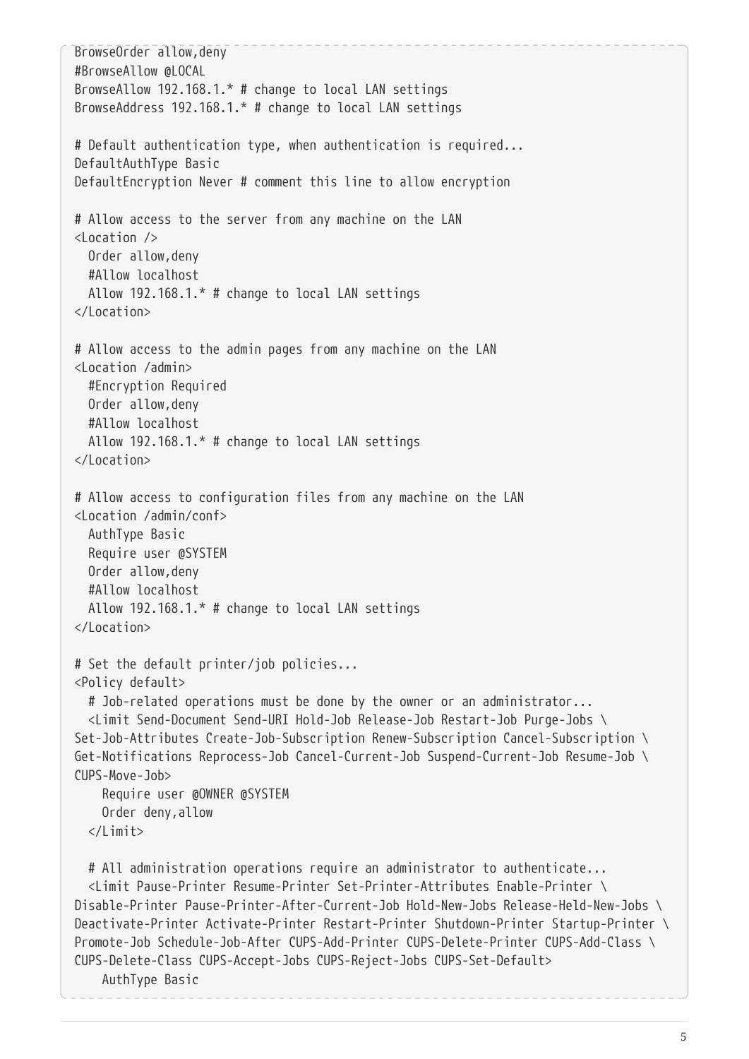```
BrowseOrder allow,deny
#BrowseAllow @LOCAL
BrowseAllow 192.168.1.* # change to local LAN settings
BrowseAddress 192.168.1.* # change to local LAN settings

# Default authentication type, when authentication is required...
DefaultAuthType Basic
DefaultEncryption Never # comment this line to allow encryption

# Allow access to the server from any machine on the LAN
<Location />
  Order allow,deny
  #Allow localhost
  Allow 192.168.1.* # change to local LAN settings
</Location>

# Allow access to the admin pages from any machine on the LAN
<Location /admin>
  #Encryption Required
  Order allow,deny
  #Allow localhost
  Allow 192.168.1.* # change to local LAN settings
</Location>

# Allow access to configuration files from any machine on the LAN
<Location /admin/conf>
  AuthType Basic
  Require user @SYSTEM
  Order allow,deny
  #Allow localhost
  Allow 192.168.1.* # change to local LAN settings
</Location>

# Set the default printer/job policies...
<Policy default>
  # Job-related operations must be done by the owner or an administrator...
  <Limit Send-Document Send-URI Hold-Job Release-Job Restart-Job Purge-Jobs \
Set-Job-Attributes Create-Job-Subscription Renew-Subscription Cancel-Subscription \
Get-Notifications Reprocess-Job Cancel-Current-Job Suspend-Current-Job Resume-Job \
CUPS-Move-Job>
    Require user @OWNER @SYSTEM
    Order deny,allow
  </Limit>

  # All administration operations require an administrator to authenticate...
  <Limit Pause-Printer Resume-Printer Set-Printer-Attributes Enable-Printer \
Disable-Printer Pause-Printer-After-Current-Job Hold-New-Jobs Release-Held-New-Jobs \
Deactivate-Printer Activate-Printer Restart-Printer Shutdown-Printer Startup-Printer \
Promote-Job Schedule-Job-After CUPS-Add-Printer CUPS-Delete-Printer CUPS-Add-Class \
CUPS-Delete-Class CUPS-Accept-Jobs CUPS-Reject-Jobs CUPS-Set-Default>
    AuthType Basic
```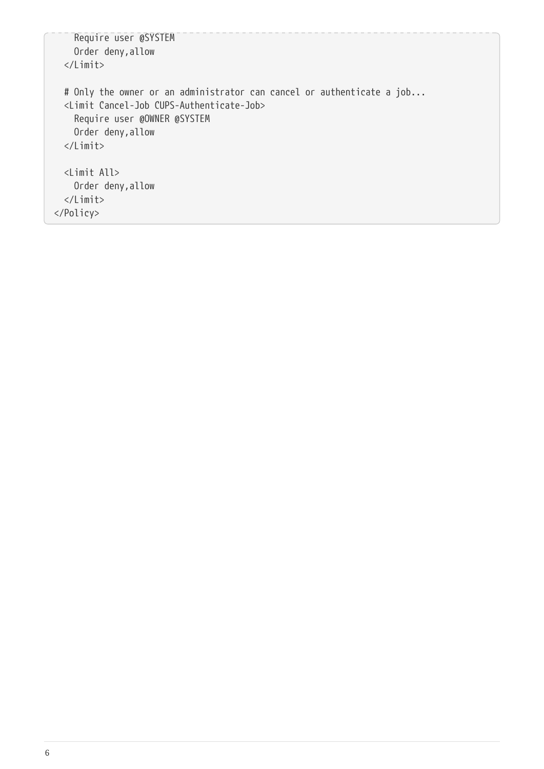```
    Require user @SYSTEM
    Order deny,allow
  </Limit>

  # Only the owner or an administrator can cancel or authenticate a job...
  <Limit Cancel-Job CUPS-Authenticate-Job>
    Require user @OWNER @SYSTEM
    Order deny,allow
  </Limit>

  <Limit All>
    Order deny,allow
  </Limit>
</Policy>
```